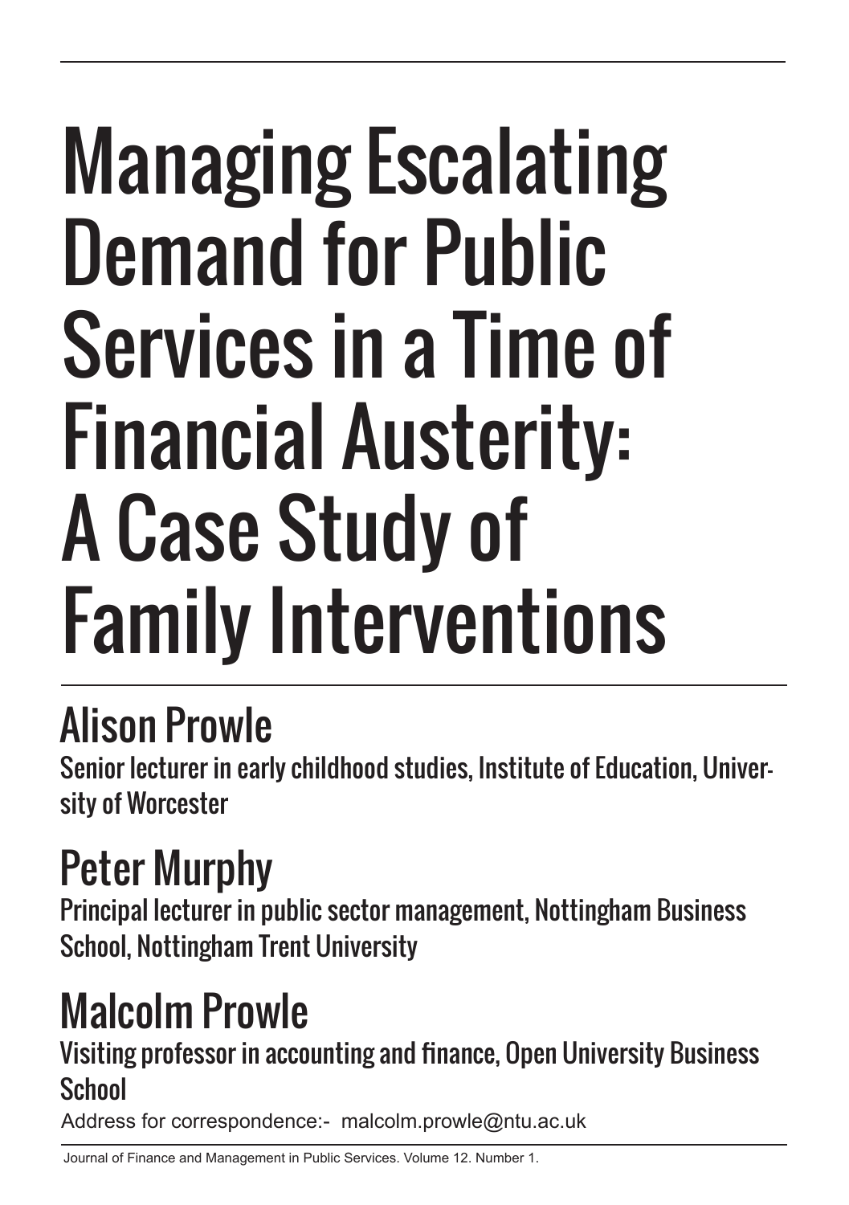# Managing Escalating Demand for Public Services in a Time of Financial Austerity: A Case Study of Family Interventions

## Alison Prowle

Senior lecturer in early childhood studies, Institute of Education, University of Worcester

## Peter Murphy

Principal lecturer in public sector management, Nottingham Business School, Nottingham Trent University

## Malcolm Prowle

Visiting professor in accounting and finance, Open University Business School

Address for correspondence:- malcolm.prowle@ntu.ac.uk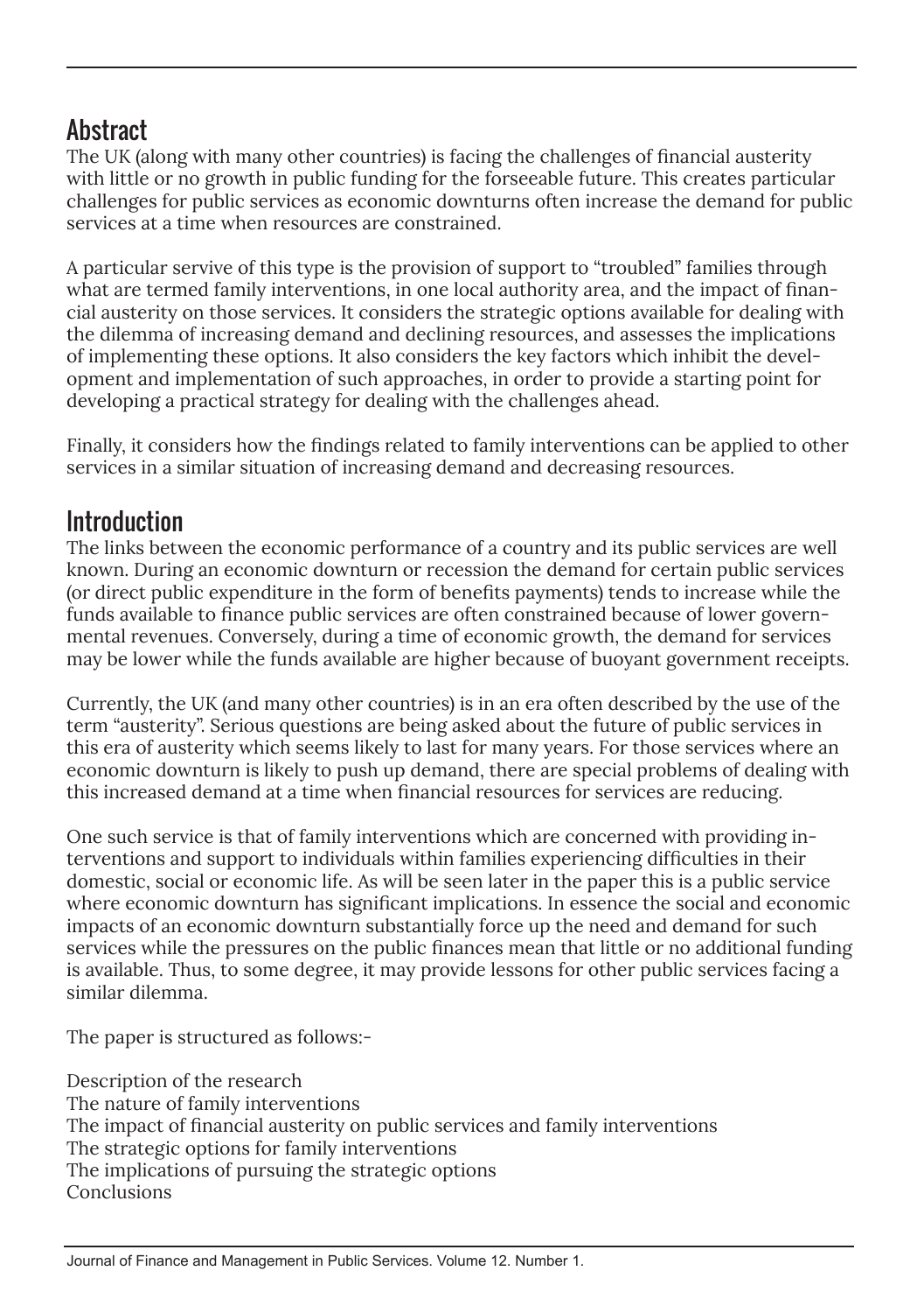## Abstract

The UK (along with many other countries) is facing the challenges of financial austerity with little or no growth in public funding for the forseeable future. This creates particular challenges for public services as economic downturns often increase the demand for public services at a time when resources are constrained.

A particular servive of this type is the provision of support to "troubled" families through what are termed family interventions, in one local authority area, and the impact of financial austerity on those services. It considers the strategic options available for dealing with the dilemma of increasing demand and declining resources, and assesses the implications of implementing these options. It also considers the key factors which inhibit the development and implementation of such approaches, in order to provide a starting point for developing a practical strategy for dealing with the challenges ahead.

Finally, it considers how the findings related to family interventions can be applied to other services in a similar situation of increasing demand and decreasing resources.

## Introduction

The links between the economic performance of a country and its public services are well known. During an economic downturn or recession the demand for certain public services (or direct public expenditure in the form of benefits payments) tends to increase while the funds available to finance public services are often constrained because of lower governmental revenues. Conversely, during a time of economic growth, the demand for services may be lower while the funds available are higher because of buoyant government receipts.

Currently, the UK (and many other countries) is in an era often described by the use of the term "austerity". Serious questions are being asked about the future of public services in this era of austerity which seems likely to last for many years. For those services where an economic downturn is likely to push up demand, there are special problems of dealing with this increased demand at a time when financial resources for services are reducing.

One such service is that of family interventions which are concerned with providing interventions and support to individuals within families experiencing difficulties in their domestic, social or economic life. As will be seen later in the paper this is a public service where economic downturn has significant implications. In essence the social and economic impacts of an economic downturn substantially force up the need and demand for such services while the pressures on the public finances mean that little or no additional funding is available. Thus, to some degree, it may provide lessons for other public services facing a similar dilemma.

The paper is structured as follows:-

Description of the research
The nature of family interventions
The impact of financial austerity on public services and family interventions
The strategic options for family interventions
The implications of pursuing the strategic options
Conclusions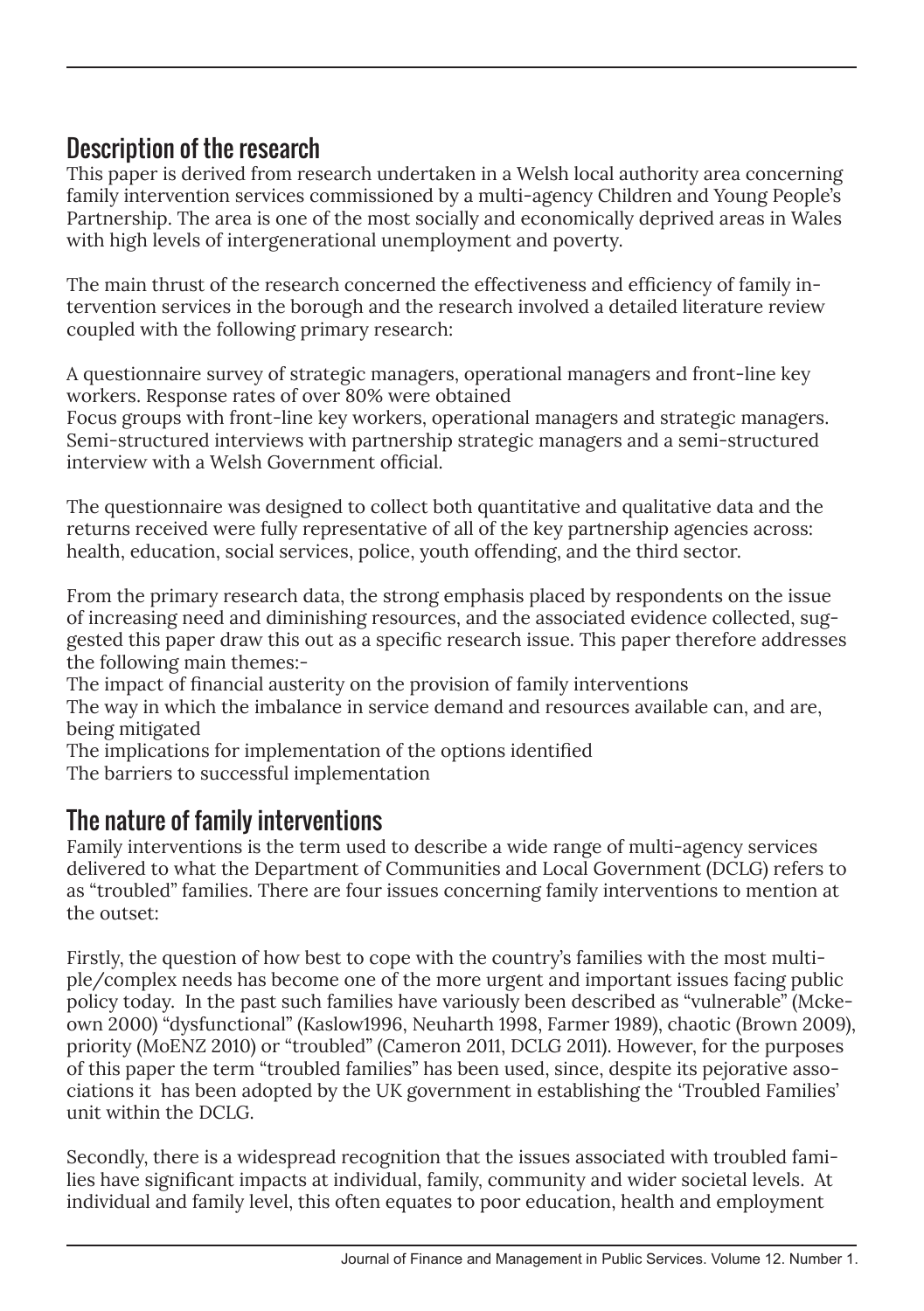## Description of the research

This paper is derived from research undertaken in a Welsh local authority area concerning family intervention services commissioned by a multi-agency Children and Young People's Partnership. The area is one of the most socially and economically deprived areas in Wales with high levels of intergenerational unemployment and poverty.

The main thrust of the research concerned the effectiveness and efficiency of family intervention services in the borough and the research involved a detailed literature review coupled with the following primary research:

A questionnaire survey of strategic managers, operational managers and front-line key workers. Response rates of over 80% were obtained
Focus groups with front-line key workers, operational managers and strategic managers.
Semi-structured interviews with partnership strategic managers and a semi-structured interview with a Welsh Government official.

The questionnaire was designed to collect both quantitative and qualitative data and the returns received were fully representative of all of the key partnership agencies across: health, education, social services, police, youth offending, and the third sector.

From the primary research data, the strong emphasis placed by respondents on the issue of increasing need and diminishing resources, and the associated evidence collected, suggested this paper draw this out as a specific research issue. This paper therefore addresses the following main themes:-
The impact of financial austerity on the provision of family interventions
The way in which the imbalance in service demand and resources available can, and are, being mitigated
The implications for implementation of the options identified
The barriers to successful implementation

## The nature of family interventions

Family interventions is the term used to describe a wide range of multi-agency services delivered to what the Department of Communities and Local Government (DCLG) refers to as "troubled" families. There are four issues concerning family interventions to mention at the outset:

Firstly, the question of how best to cope with the country's families with the most multiple/complex needs has become one of the more urgent and important issues facing public policy today. In the past such families have variously been described as "vulnerable" (Mckeown 2000) "dysfunctional" (Kaslow1996, Neuharth 1998, Farmer 1989), chaotic (Brown 2009), priority (MoENZ 2010) or "troubled" (Cameron 2011, DCLG 2011). However, for the purposes of this paper the term "troubled families" has been used, since, despite its pejorative associations it has been adopted by the UK government in establishing the 'Troubled Families' unit within the DCLG.

Secondly, there is a widespread recognition that the issues associated with troubled families have significant impacts at individual, family, community and wider societal levels. At individual and family level, this often equates to poor education, health and employment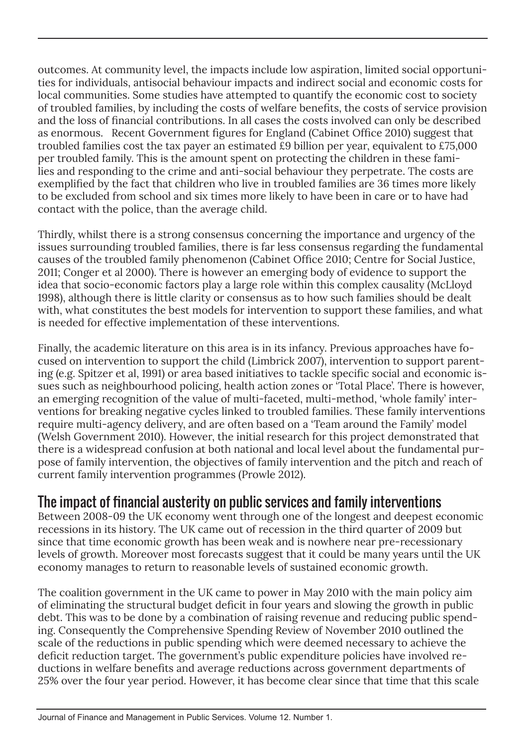outcomes. At community level, the impacts include low aspiration, limited social opportunities for individuals, antisocial behaviour impacts and indirect social and economic costs for local communities. Some studies have attempted to quantify the economic cost to society of troubled families, by including the costs of welfare benefits, the costs of service provision and the loss of financial contributions. In all cases the costs involved can only be described as enormous. Recent Government figures for England (Cabinet Office 2010) suggest that troubled families cost the tax payer an estimated £9 billion per year, equivalent to £75,000 per troubled family. This is the amount spent on protecting the children in these families and responding to the crime and anti-social behaviour they perpetrate. The costs are exemplified by the fact that children who live in troubled families are 36 times more likely to be excluded from school and six times more likely to have been in care or to have had contact with the police, than the average child.

Thirdly, whilst there is a strong consensus concerning the importance and urgency of the issues surrounding troubled families, there is far less consensus regarding the fundamental causes of the troubled family phenomenon (Cabinet Office 2010; Centre for Social Justice, 2011; Conger et al 2000). There is however an emerging body of evidence to support the idea that socio-economic factors play a large role within this complex causality (McLloyd 1998), although there is little clarity or consensus as to how such families should be dealt with, what constitutes the best models for intervention to support these families, and what is needed for effective implementation of these interventions.

Finally, the academic literature on this area is in its infancy. Previous approaches have focused on intervention to support the child (Limbrick 2007), intervention to support parenting (e.g. Spitzer et al, 1991) or area based initiatives to tackle specific social and economic issues such as neighbourhood policing, health action zones or 'Total Place'. There is however, an emerging recognition of the value of multi-faceted, multi-method, 'whole family' interventions for breaking negative cycles linked to troubled families. These family interventions require multi-agency delivery, and are often based on a 'Team around the Family' model (Welsh Government 2010). However, the initial research for this project demonstrated that there is a widespread confusion at both national and local level about the fundamental purpose of family intervention, the objectives of family intervention and the pitch and reach of current family intervention programmes (Prowle 2012).

## The impact of financial austerity on public services and family interventions

Between 2008-09 the UK economy went through one of the longest and deepest economic recessions in its history. The UK came out of recession in the third quarter of 2009 but since that time economic growth has been weak and is nowhere near pre-recessionary levels of growth. Moreover most forecasts suggest that it could be many years until the UK economy manages to return to reasonable levels of sustained economic growth.

The coalition government in the UK came to power in May 2010 with the main policy aim of eliminating the structural budget deficit in four years and slowing the growth in public debt. This was to be done by a combination of raising revenue and reducing public spending. Consequently the Comprehensive Spending Review of November 2010 outlined the scale of the reductions in public spending which were deemed necessary to achieve the deficit reduction target. The government's public expenditure policies have involved reductions in welfare benefits and average reductions across government departments of 25% over the four year period. However, it has become clear since that time that this scale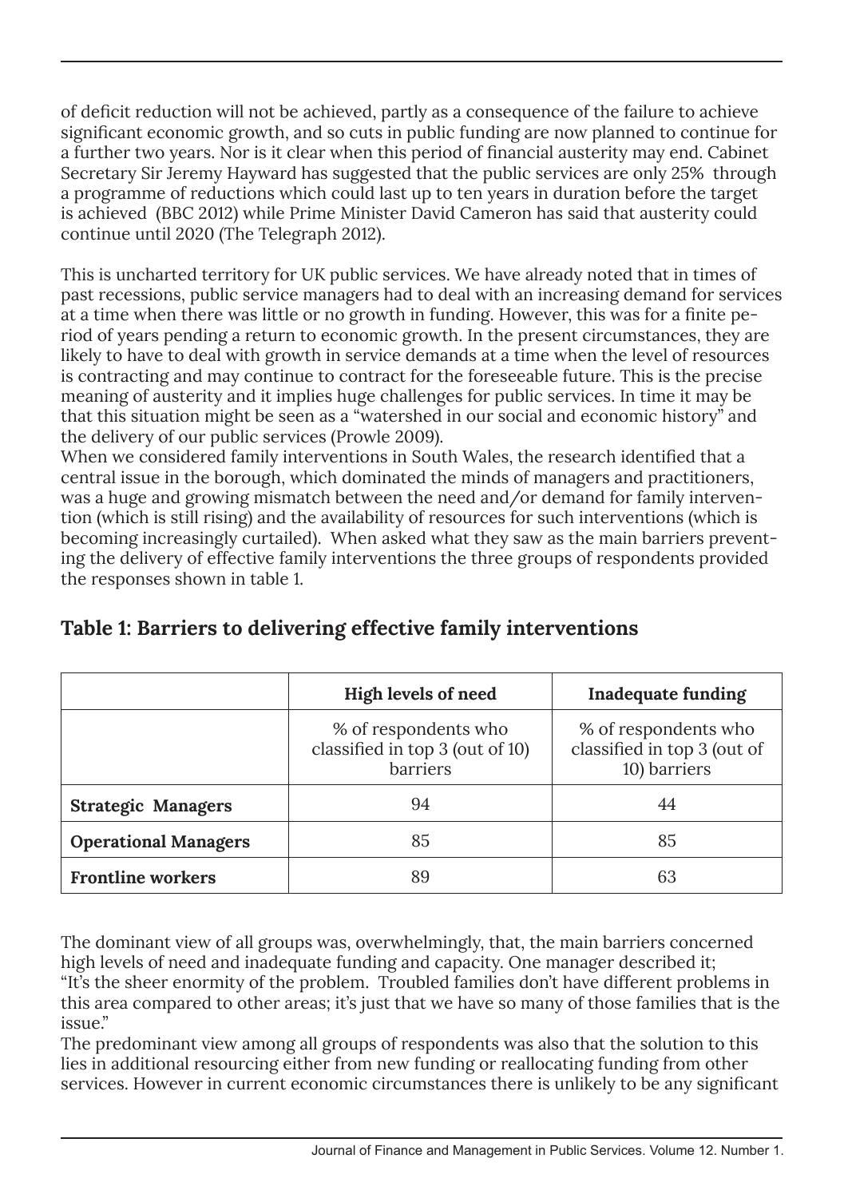of deficit reduction will not be achieved, partly as a consequence of the failure to achieve significant economic growth, and so cuts in public funding are now planned to continue for a further two years. Nor is it clear when this period of financial austerity may end. Cabinet Secretary Sir Jeremy Hayward has suggested that the public services are only 25% through a programme of reductions which could last up to ten years in duration before the target is achieved (BBC 2012) while Prime Minister David Cameron has said that austerity could continue until 2020 (The Telegraph 2012).

This is uncharted territory for UK public services. We have already noted that in times of past recessions, public service managers had to deal with an increasing demand for services at a time when there was little or no growth in funding. However, this was for a finite period of years pending a return to economic growth. In the present circumstances, they are likely to have to deal with growth in service demands at a time when the level of resources is contracting and may continue to contract for the foreseeable future. This is the precise meaning of austerity and it implies huge challenges for public services. In time it may be that this situation might be seen as a "watershed in our social and economic history" and the delivery of our public services (Prowle 2009).

When we considered family interventions in South Wales, the research identified that a central issue in the borough, which dominated the minds of managers and practitioners, was a huge and growing mismatch between the need and/or demand for family intervention (which is still rising) and the availability of resources for such interventions (which is becoming increasingly curtailed). When asked what they saw as the main barriers preventing the delivery of effective family interventions the three groups of respondents provided the responses shown in table 1.

## Table 1: Barriers to delivering effective family interventions

| | High levels of need | Inadequate funding |
|---|---|---|
| | % of respondents who classified in top 3 (out of 10) barriers | % of respondents who classified in top 3 (out of 10) barriers |
| **Strategic Managers** | 94 | 44 |
| **Operational Managers** | 85 | 85 |
| **Frontline workers** | 89 | 63 |

The dominant view of all groups was, overwhelmingly, that, the main barriers concerned high levels of need and inadequate funding and capacity. One manager described it; "It's the sheer enormity of the problem. Troubled families don't have different problems in this area compared to other areas; it's just that we have so many of those families that is the issue."

The predominant view among all groups of respondents was also that the solution to this lies in additional resourcing either from new funding or reallocating funding from other services. However in current economic circumstances there is unlikely to be any significant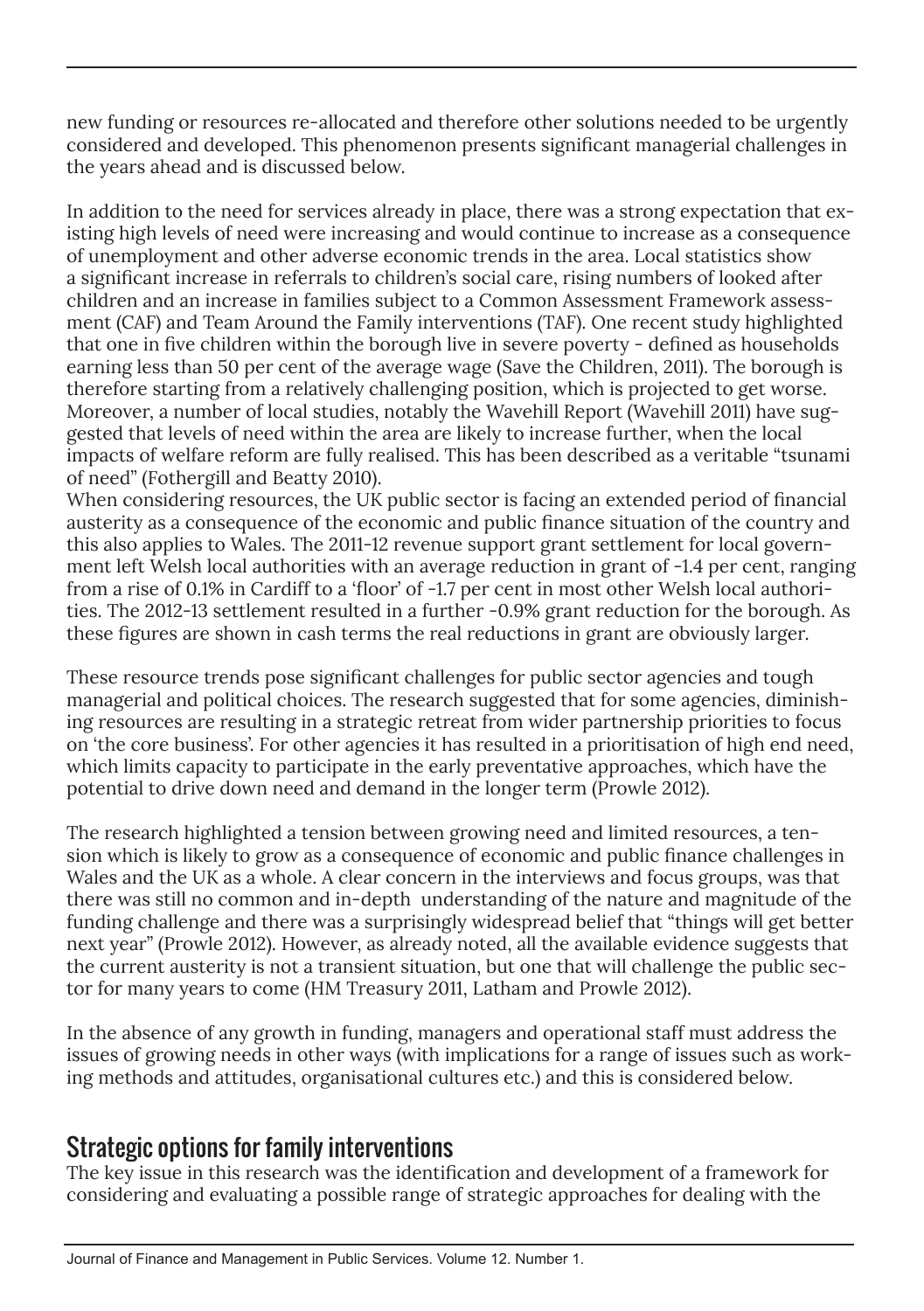new funding or resources re-allocated and therefore other solutions needed to be urgently considered and developed. This phenomenon presents significant managerial challenges in the years ahead and is discussed below.

In addition to the need for services already in place, there was a strong expectation that existing high levels of need were increasing and would continue to increase as a consequence of unemployment and other adverse economic trends in the area. Local statistics show a significant increase in referrals to children's social care, rising numbers of looked after children and an increase in families subject to a Common Assessment Framework assessment (CAF) and Team Around the Family interventions (TAF). One recent study highlighted that one in five children within the borough live in severe poverty - defined as households earning less than 50 per cent of the average wage (Save the Children, 2011). The borough is therefore starting from a relatively challenging position, which is projected to get worse. Moreover, a number of local studies, notably the Wavehill Report (Wavehill 2011) have suggested that levels of need within the area are likely to increase further, when the local impacts of welfare reform are fully realised. This has been described as a veritable "tsunami of need" (Fothergill and Beatty 2010).

When considering resources, the UK public sector is facing an extended period of financial austerity as a consequence of the economic and public finance situation of the country and this also applies to Wales. The 2011-12 revenue support grant settlement for local government left Welsh local authorities with an average reduction in grant of -1.4 per cent, ranging from a rise of 0.1% in Cardiff to a 'floor' of -1.7 per cent in most other Welsh local authorities. The 2012-13 settlement resulted in a further -0.9% grant reduction for the borough. As these figures are shown in cash terms the real reductions in grant are obviously larger.

These resource trends pose significant challenges for public sector agencies and tough managerial and political choices. The research suggested that for some agencies, diminishing resources are resulting in a strategic retreat from wider partnership priorities to focus on 'the core business'. For other agencies it has resulted in a prioritisation of high end need, which limits capacity to participate in the early preventative approaches, which have the potential to drive down need and demand in the longer term (Prowle 2012).

The research highlighted a tension between growing need and limited resources, a tension which is likely to grow as a consequence of economic and public finance challenges in Wales and the UK as a whole. A clear concern in the interviews and focus groups, was that there was still no common and in-depth understanding of the nature and magnitude of the funding challenge and there was a surprisingly widespread belief that "things will get better next year" (Prowle 2012). However, as already noted, all the available evidence suggests that the current austerity is not a transient situation, but one that will challenge the public sector for many years to come (HM Treasury 2011, Latham and Prowle 2012).

In the absence of any growth in funding, managers and operational staff must address the issues of growing needs in other ways (with implications for a range of issues such as working methods and attitudes, organisational cultures etc.) and this is considered below.

## Strategic options for family interventions

The key issue in this research was the identification and development of a framework for considering and evaluating a possible range of strategic approaches for dealing with the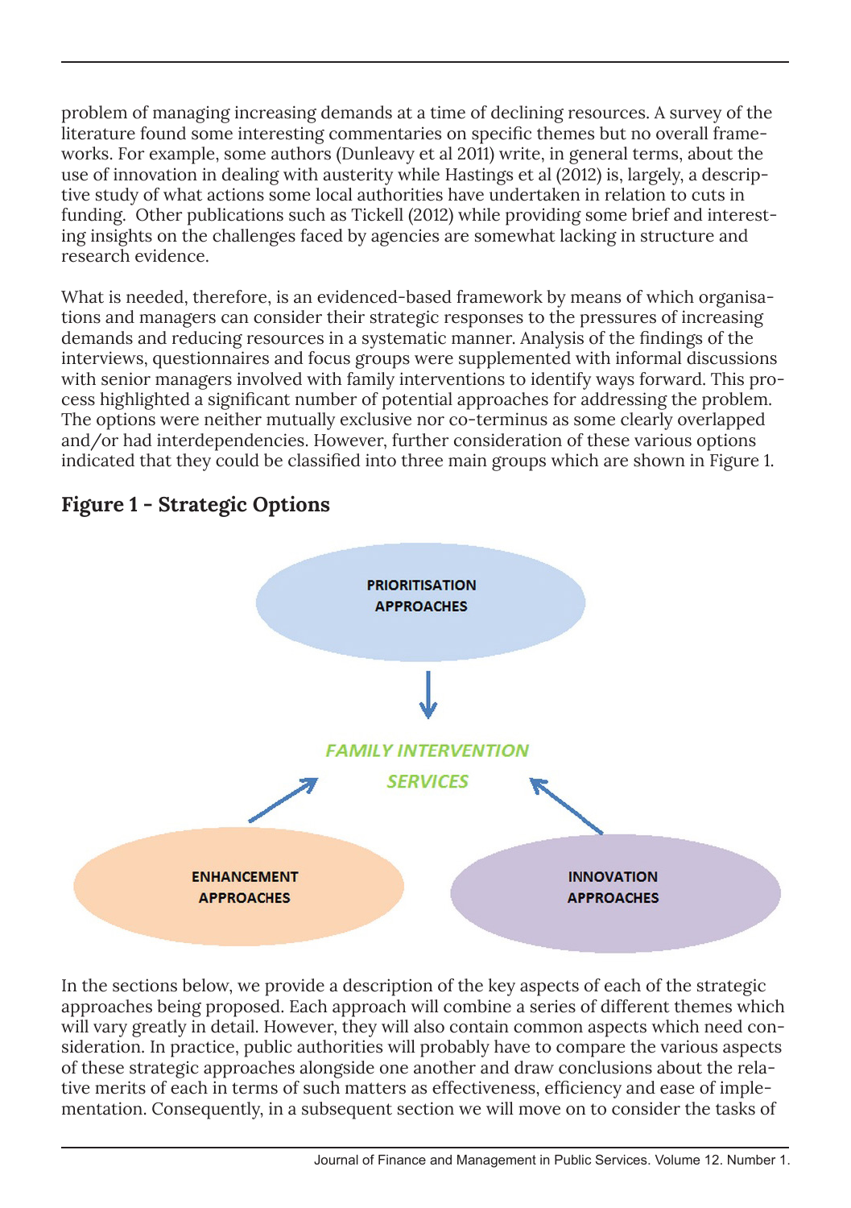problem of managing increasing demands at a time of declining resources. A survey of the literature found some interesting commentaries on specific themes but no overall frameworks. For example, some authors (Dunleavy et al 2011) write, in general terms, about the use of innovation in dealing with austerity while Hastings et al (2012) is, largely, a descriptive study of what actions some local authorities have undertaken in relation to cuts in funding. Other publications such as Tickell (2012) while providing some brief and interesting insights on the challenges faced by agencies are somewhat lacking in structure and research evidence.

What is needed, therefore, is an evidenced-based framework by means of which organisations and managers can consider their strategic responses to the pressures of increasing demands and reducing resources in a systematic manner. Analysis of the findings of the interviews, questionnaires and focus groups were supplemented with informal discussions with senior managers involved with family interventions to identify ways forward. This process highlighted a significant number of potential approaches for addressing the problem. The options were neither mutually exclusive nor co-terminus as some clearly overlapped and/or had interdependencies. However, further consideration of these various options indicated that they could be classified into three main groups which are shown in Figure 1.

## Figure 1 - Strategic Options

PRIORITISATION APPROACHES

FAMILY INTERVENTION SERVICES

ENHANCEMENT APPROACHES

INNOVATION APPROACHES

In the sections below, we provide a description of the key aspects of each of the strategic approaches being proposed. Each approach will combine a series of different themes which will vary greatly in detail. However, they will also contain common aspects which need consideration. In practice, public authorities will probably have to compare the various aspects of these strategic approaches alongside one another and draw conclusions about the relative merits of each in terms of such matters as effectiveness, efficiency and ease of implementation. Consequently, in a subsequent section we will move on to consider the tasks of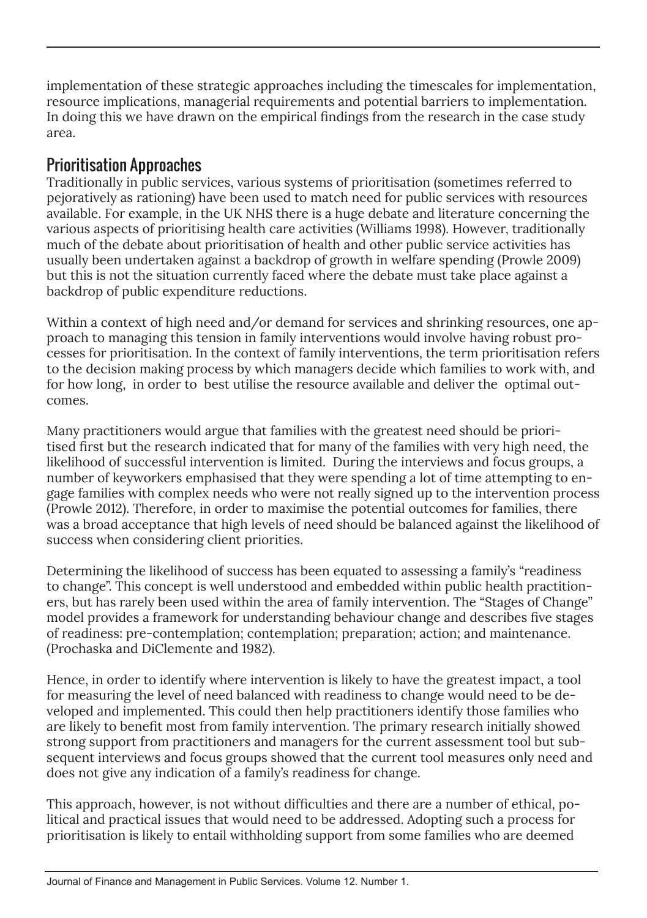implementation of these strategic approaches including the timescales for implementation, resource implications, managerial requirements and potential barriers to implementation. In doing this we have drawn on the empirical findings from the research in the case study area.

## Prioritisation Approaches

Traditionally in public services, various systems of prioritisation (sometimes referred to pejoratively as rationing) have been used to match need for public services with resources available. For example, in the UK NHS there is a huge debate and literature concerning the various aspects of prioritising health care activities (Williams 1998). However, traditionally much of the debate about prioritisation of health and other public service activities has usually been undertaken against a backdrop of growth in welfare spending (Prowle 2009) but this is not the situation currently faced where the debate must take place against a backdrop of public expenditure reductions.

Within a context of high need and/or demand for services and shrinking resources, one approach to managing this tension in family interventions would involve having robust processes for prioritisation. In the context of family interventions, the term prioritisation refers to the decision making process by which managers decide which families to work with, and for how long, in order to best utilise the resource available and deliver the optimal outcomes.

Many practitioners would argue that families with the greatest need should be prioritised first but the research indicated that for many of the families with very high need, the likelihood of successful intervention is limited. During the interviews and focus groups, a number of keyworkers emphasised that they were spending a lot of time attempting to engage families with complex needs who were not really signed up to the intervention process (Prowle 2012). Therefore, in order to maximise the potential outcomes for families, there was a broad acceptance that high levels of need should be balanced against the likelihood of success when considering client priorities.

Determining the likelihood of success has been equated to assessing a family's "readiness to change". This concept is well understood and embedded within public health practitioners, but has rarely been used within the area of family intervention. The "Stages of Change" model provides a framework for understanding behaviour change and describes five stages of readiness: pre-contemplation; contemplation; preparation; action; and maintenance. (Prochaska and DiClemente and 1982).

Hence, in order to identify where intervention is likely to have the greatest impact, a tool for measuring the level of need balanced with readiness to change would need to be developed and implemented. This could then help practitioners identify those families who are likely to benefit most from family intervention. The primary research initially showed strong support from practitioners and managers for the current assessment tool but subsequent interviews and focus groups showed that the current tool measures only need and does not give any indication of a family's readiness for change.

This approach, however, is not without difficulties and there are a number of ethical, political and practical issues that would need to be addressed. Adopting such a process for prioritisation is likely to entail withholding support from some families who are deemed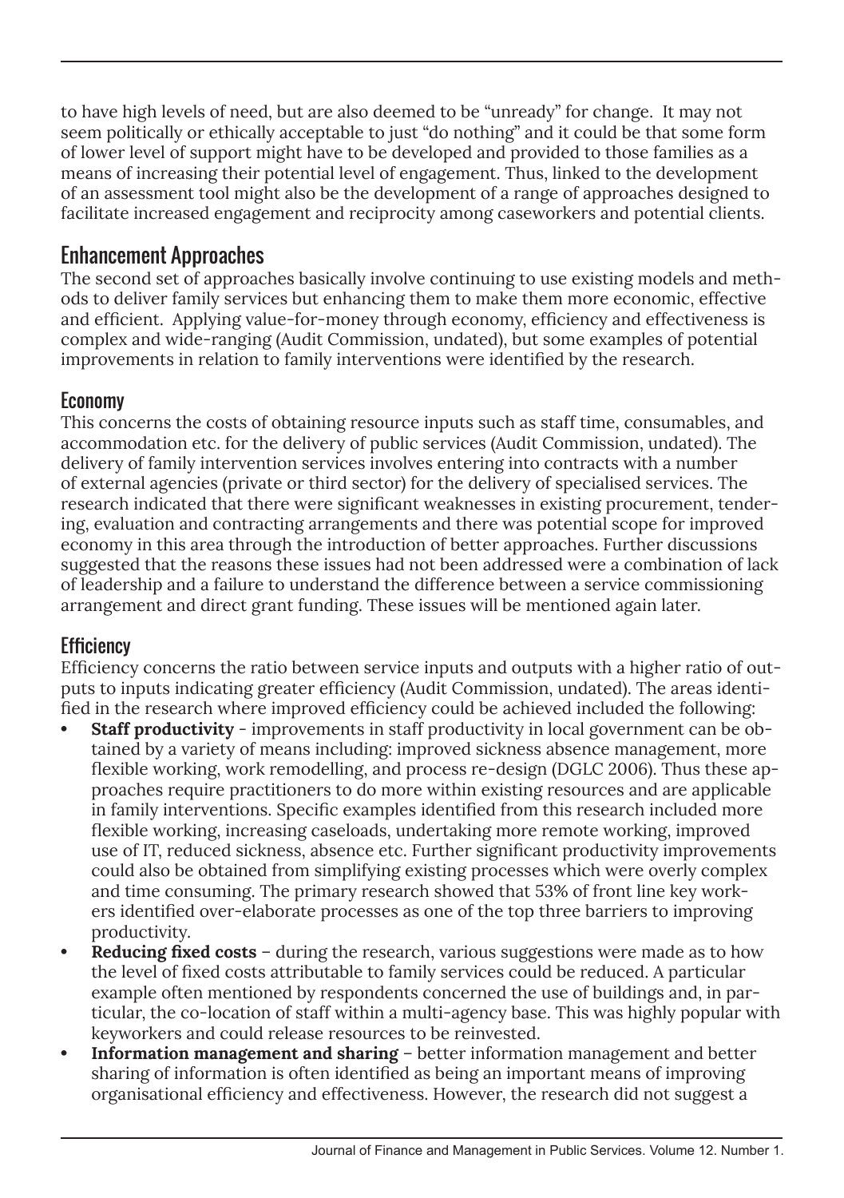to have high levels of need, but are also deemed to be "unready" for change. It may not seem politically or ethically acceptable to just "do nothing" and it could be that some form of lower level of support might have to be developed and provided to those families as a means of increasing their potential level of engagement. Thus, linked to the development of an assessment tool might also be the development of a range of approaches designed to facilitate increased engagement and reciprocity among caseworkers and potential clients.

## Enhancement Approaches

The second set of approaches basically involve continuing to use existing models and methods to deliver family services but enhancing them to make them more economic, effective and efficient. Applying value-for-money through economy, efficiency and effectiveness is complex and wide-ranging (Audit Commission, undated), but some examples of potential improvements in relation to family interventions were identified by the research.

### Economy

This concerns the costs of obtaining resource inputs such as staff time, consumables, and accommodation etc. for the delivery of public services (Audit Commission, undated). The delivery of family intervention services involves entering into contracts with a number of external agencies (private or third sector) for the delivery of specialised services. The research indicated that there were significant weaknesses in existing procurement, tendering, evaluation and contracting arrangements and there was potential scope for improved economy in this area through the introduction of better approaches. Further discussions suggested that the reasons these issues had not been addressed were a combination of lack of leadership and a failure to understand the difference between a service commissioning arrangement and direct grant funding. These issues will be mentioned again later.

### Efficiency

Efficiency concerns the ratio between service inputs and outputs with a higher ratio of outputs to inputs indicating greater efficiency (Audit Commission, undated). The areas identified in the research where improved efficiency could be achieved included the following:

- **Staff productivity** - improvements in staff productivity in local government can be obtained by a variety of means including: improved sickness absence management, more flexible working, work remodelling, and process re-design (DGLC 2006). Thus these approaches require practitioners to do more within existing resources and are applicable in family interventions. Specific examples identified from this research included more flexible working, increasing caseloads, undertaking more remote working, improved use of IT, reduced sickness, absence etc. Further significant productivity improvements could also be obtained from simplifying existing processes which were overly complex and time consuming. The primary research showed that 53% of front line key workers identified over-elaborate processes as one of the top three barriers to improving productivity.
- **Reducing fixed costs** – during the research, various suggestions were made as to how the level of fixed costs attributable to family services could be reduced. A particular example often mentioned by respondents concerned the use of buildings and, in particular, the co-location of staff within a multi-agency base. This was highly popular with keyworkers and could release resources to be reinvested.
- **Information management and sharing** – better information management and better sharing of information is often identified as being an important means of improving organisational efficiency and effectiveness. However, the research did not suggest a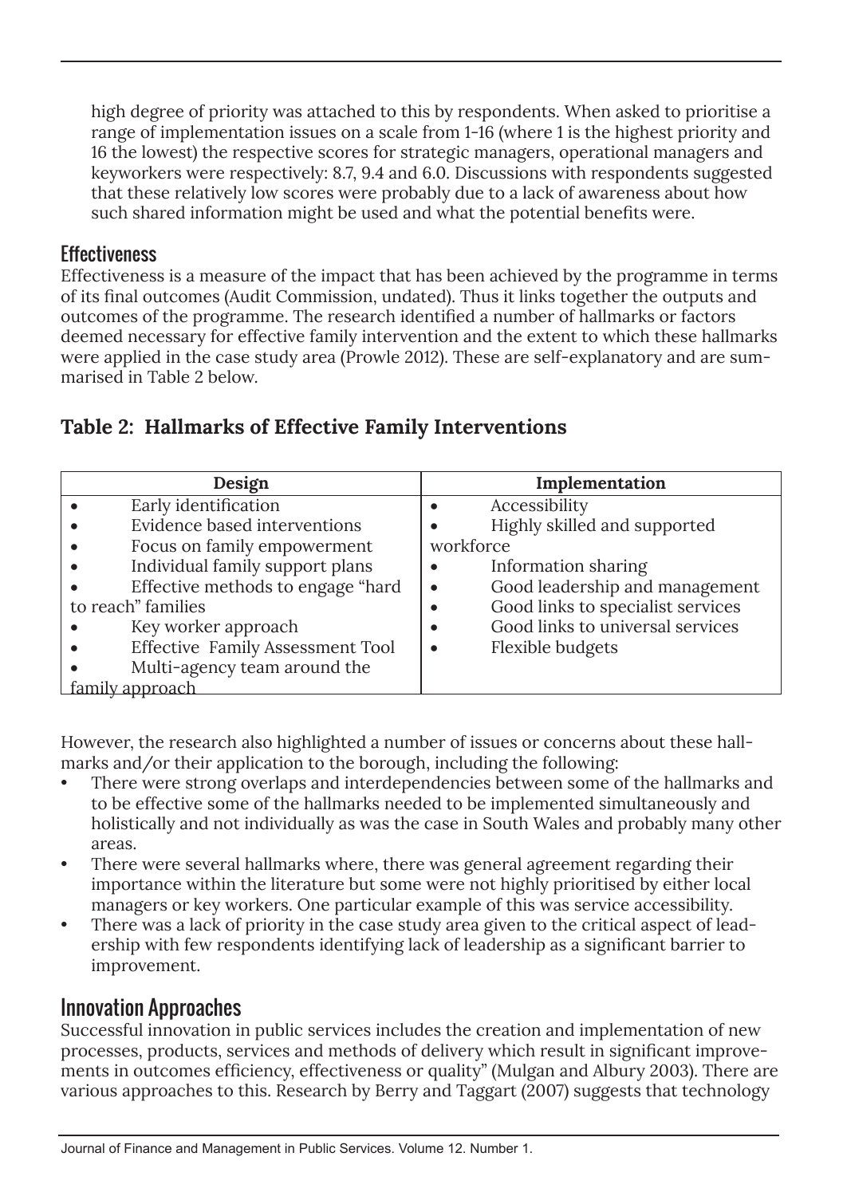high degree of priority was attached to this by respondents. When asked to prioritise a range of implementation issues on a scale from 1-16 (where 1 is the highest priority and 16 the lowest) the respective scores for strategic managers, operational managers and keyworkers were respectively: 8.7, 9.4 and 6.0. Discussions with respondents suggested that these relatively low scores were probably due to a lack of awareness about how such shared information might be used and what the potential benefits were.

### Effectiveness

Effectiveness is a measure of the impact that has been achieved by the programme in terms of its final outcomes (Audit Commission, undated). Thus it links together the outputs and outcomes of the programme. The research identified a number of hallmarks or factors deemed necessary for effective family intervention and the extent to which these hallmarks were applied in the case study area (Prowle 2012). These are self-explanatory and are summarised in Table 2 below.

**Table 2: Hallmarks of Effective Family Interventions**

| Design | Implementation |
|---|---|
| • Early identification<br>• Evidence based interventions<br>• Focus on family empowerment<br>• Individual family support plans<br>• Effective methods to engage "hard to reach" families<br>• Key worker approach<br>• Effective Family Assessment Tool<br>• Multi-agency team around the family approach | • Accessibility<br>• Highly skilled and supported workforce<br>• Information sharing<br>• Good leadership and management<br>• Good links to specialist services<br>• Good links to universal services<br>• Flexible budgets |

However, the research also highlighted a number of issues or concerns about these hallmarks and/or their application to the borough, including the following:

- There were strong overlaps and interdependencies between some of the hallmarks and to be effective some of the hallmarks needed to be implemented simultaneously and holistically and not individually as was the case in South Wales and probably many other areas.
- There were several hallmarks where, there was general agreement regarding their importance within the literature but some were not highly prioritised by either local managers or key workers. One particular example of this was service accessibility.
- There was a lack of priority in the case study area given to the critical aspect of leadership with few respondents identifying lack of leadership as a significant barrier to improvement.

## Innovation Approaches

Successful innovation in public services includes the creation and implementation of new processes, products, services and methods of delivery which result in significant improvements in outcomes efficiency, effectiveness or quality" (Mulgan and Albury 2003). There are various approaches to this. Research by Berry and Taggart (2007) suggests that technology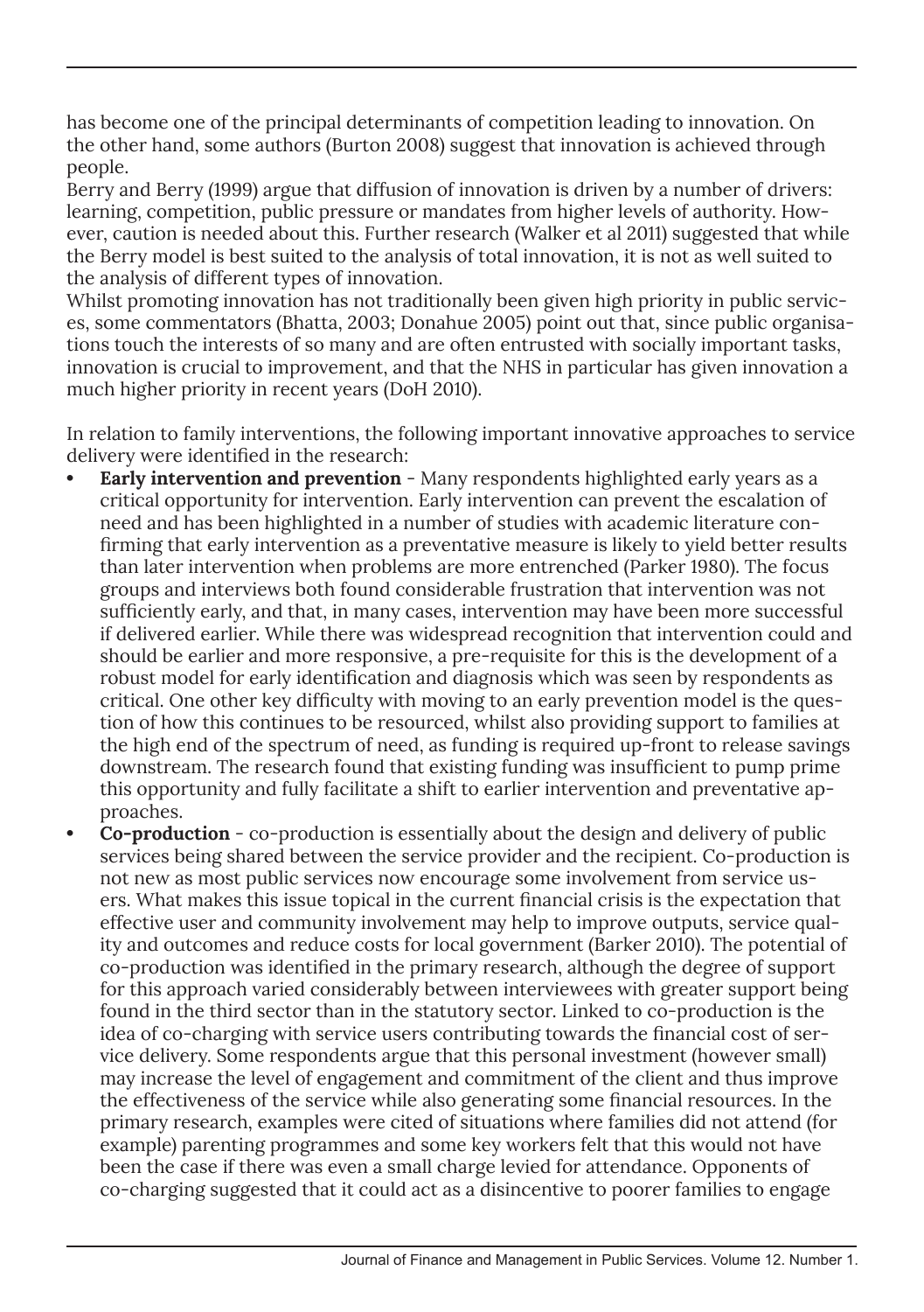has become one of the principal determinants of competition leading to innovation. On the other hand, some authors (Burton 2008) suggest that innovation is achieved through people.

Berry and Berry (1999) argue that diffusion of innovation is driven by a number of drivers: learning, competition, public pressure or mandates from higher levels of authority. However, caution is needed about this. Further research (Walker et al 2011) suggested that while the Berry model is best suited to the analysis of total innovation, it is not as well suited to the analysis of different types of innovation.

Whilst promoting innovation has not traditionally been given high priority in public services, some commentators (Bhatta, 2003; Donahue 2005) point out that, since public organisations touch the interests of so many and are often entrusted with socially important tasks, innovation is crucial to improvement, and that the NHS in particular has given innovation a much higher priority in recent years (DoH 2010).

In relation to family interventions, the following important innovative approaches to service delivery were identified in the research:

- **Early intervention and prevention** - Many respondents highlighted early years as a critical opportunity for intervention. Early intervention can prevent the escalation of need and has been highlighted in a number of studies with academic literature confirming that early intervention as a preventative measure is likely to yield better results than later intervention when problems are more entrenched (Parker 1980). The focus groups and interviews both found considerable frustration that intervention was not sufficiently early, and that, in many cases, intervention may have been more successful if delivered earlier. While there was widespread recognition that intervention could and should be earlier and more responsive, a pre-requisite for this is the development of a robust model for early identification and diagnosis which was seen by respondents as critical. One other key difficulty with moving to an early prevention model is the question of how this continues to be resourced, whilst also providing support to families at the high end of the spectrum of need, as funding is required up-front to release savings downstream. The research found that existing funding was insufficient to pump prime this opportunity and fully facilitate a shift to earlier intervention and preventative approaches.
- **Co-production** - co-production is essentially about the design and delivery of public services being shared between the service provider and the recipient. Co-production is not new as most public services now encourage some involvement from service users. What makes this issue topical in the current financial crisis is the expectation that effective user and community involvement may help to improve outputs, service quality and outcomes and reduce costs for local government (Barker 2010). The potential of co-production was identified in the primary research, although the degree of support for this approach varied considerably between interviewees with greater support being found in the third sector than in the statutory sector. Linked to co-production is the idea of co-charging with service users contributing towards the financial cost of service delivery. Some respondents argue that this personal investment (however small) may increase the level of engagement and commitment of the client and thus improve the effectiveness of the service while also generating some financial resources. In the primary research, examples were cited of situations where families did not attend (for example) parenting programmes and some key workers felt that this would not have been the case if there was even a small charge levied for attendance. Opponents of co-charging suggested that it could act as a disincentive to poorer families to engage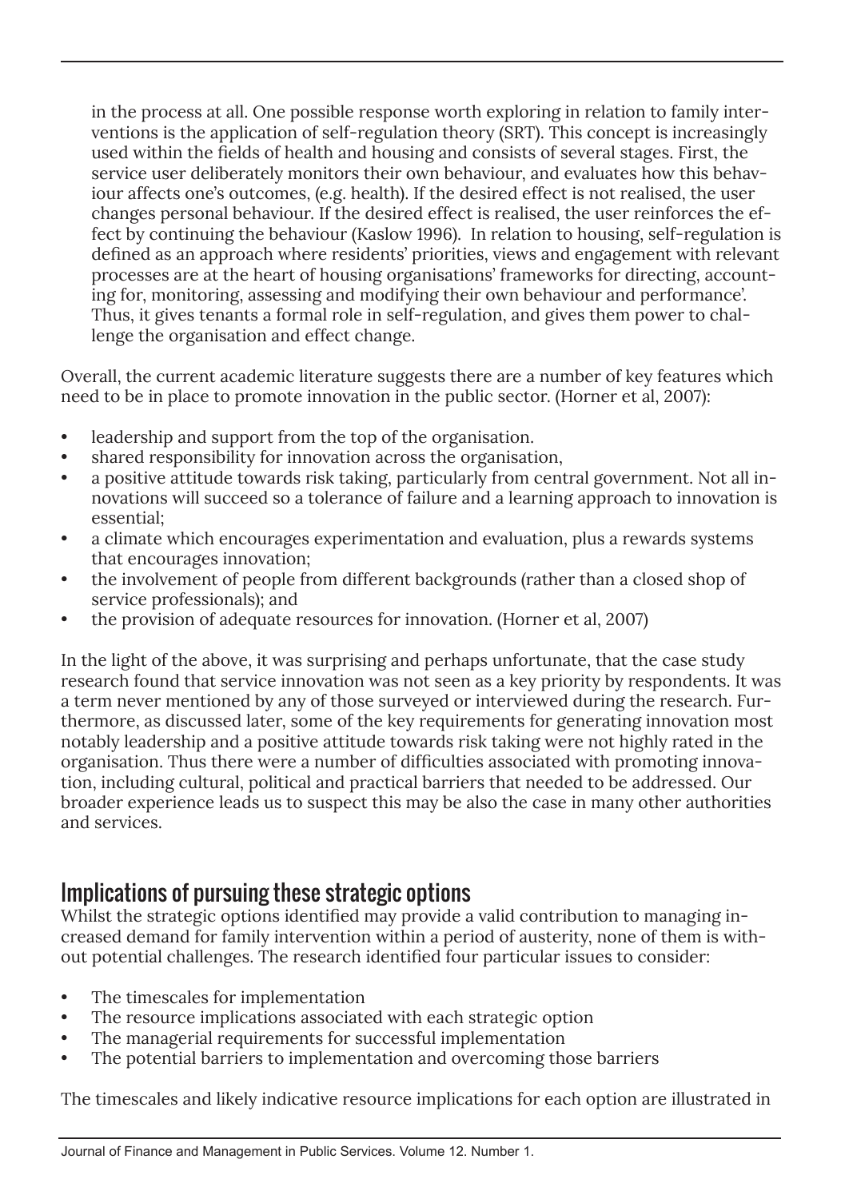in the process at all. One possible response worth exploring in relation to family interventions is the application of self-regulation theory (SRT). This concept is increasingly used within the fields of health and housing and consists of several stages. First, the service user deliberately monitors their own behaviour, and evaluates how this behaviour affects one's outcomes, (e.g. health). If the desired effect is not realised, the user changes personal behaviour. If the desired effect is realised, the user reinforces the effect by continuing the behaviour (Kaslow 1996). In relation to housing, self-regulation is defined as an approach where residents' priorities, views and engagement with relevant processes are at the heart of housing organisations' frameworks for directing, accounting for, monitoring, assessing and modifying their own behaviour and performance'. Thus, it gives tenants a formal role in self-regulation, and gives them power to challenge the organisation and effect change.

Overall, the current academic literature suggests there are a number of key features which need to be in place to promote innovation in the public sector. (Horner et al, 2007):

- leadership and support from the top of the organisation.
- shared responsibility for innovation across the organisation,
- a positive attitude towards risk taking, particularly from central government. Not all innovations will succeed so a tolerance of failure and a learning approach to innovation is essential;
- a climate which encourages experimentation and evaluation, plus a rewards systems that encourages innovation;
- the involvement of people from different backgrounds (rather than a closed shop of service professionals); and
- the provision of adequate resources for innovation. (Horner et al, 2007)

In the light of the above, it was surprising and perhaps unfortunate, that the case study research found that service innovation was not seen as a key priority by respondents. It was a term never mentioned by any of those surveyed or interviewed during the research. Furthermore, as discussed later, some of the key requirements for generating innovation most notably leadership and a positive attitude towards risk taking were not highly rated in the organisation. Thus there were a number of difficulties associated with promoting innovation, including cultural, political and practical barriers that needed to be addressed. Our broader experience leads us to suspect this may be also the case in many other authorities and services.

## Implications of pursuing these strategic options

Whilst the strategic options identified may provide a valid contribution to managing increased demand for family intervention within a period of austerity, none of them is without potential challenges. The research identified four particular issues to consider:

- The timescales for implementation
- The resource implications associated with each strategic option
- The managerial requirements for successful implementation
- The potential barriers to implementation and overcoming those barriers

The timescales and likely indicative resource implications for each option are illustrated in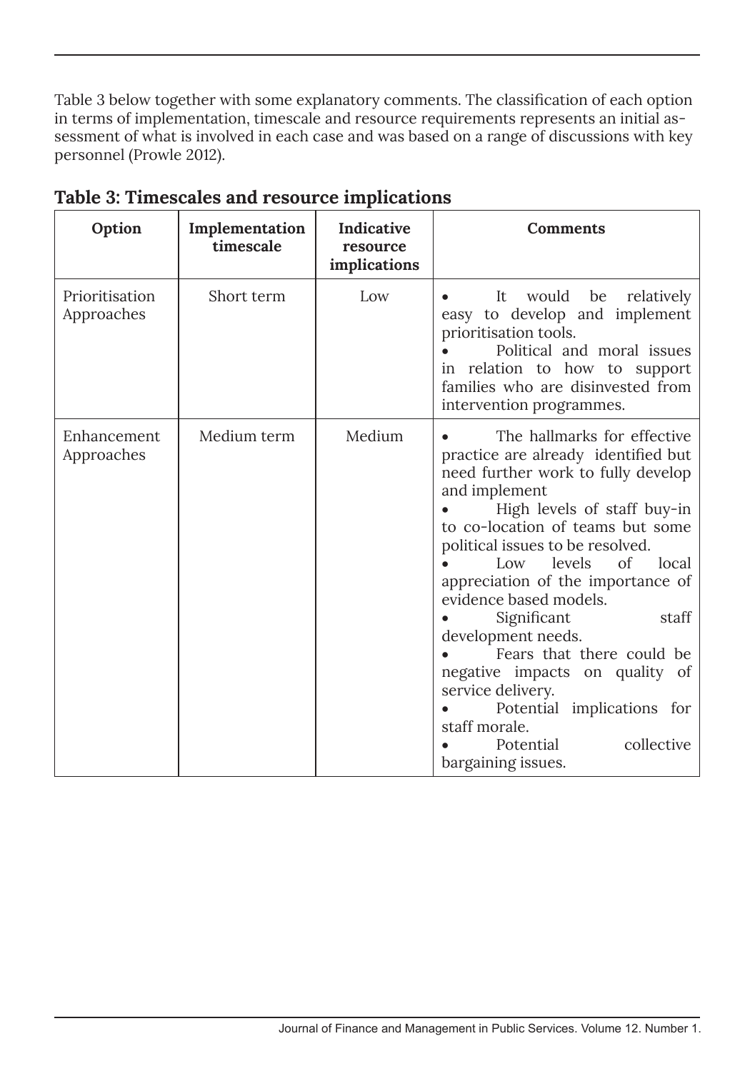Table 3 below together with some explanatory comments. The classification of each option in terms of implementation, timescale and resource requirements represents an initial assessment of what is involved in each case and was based on a range of discussions with key personnel (Prowle 2012).

**Table 3: Timescales and resource implications**

| Option | Implementation timescale | Indicative resource implications | Comments |
|---|---|---|---|
| Prioritisation Approaches | Short term | Low | • It would be relatively easy to develop and implement prioritisation tools.<br>• Political and moral issues in relation to how to support families who are disinvested from intervention programmes. |
| Enhancement Approaches | Medium term | Medium | • The hallmarks for effective practice are already identified but need further work to fully develop and implement<br>• High levels of staff buy-in to co-location of teams but some political issues to be resolved.<br>• Low levels of local appreciation of the importance of evidence based models.<br>• Significant staff development needs.<br>• Fears that there could be negative impacts on quality of service delivery.<br>• Potential implications for staff morale.<br>• Potential collective bargaining issues. |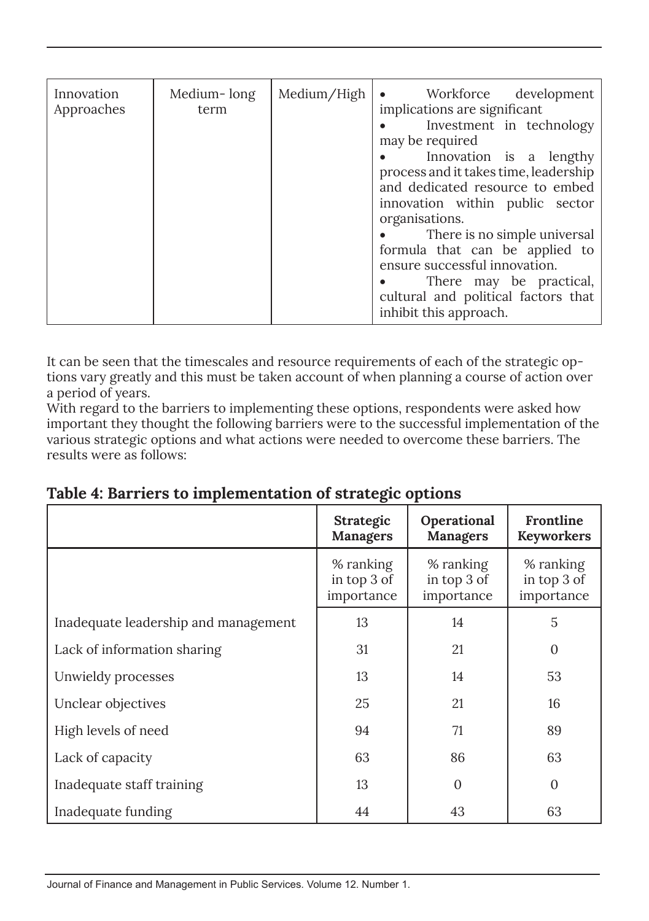| Innovation Approaches | Medium- long term | Medium/High | • Workforce development implications are significant<br>• Investment in technology may be required<br>• Innovation is a lengthy process and it takes time, leadership and dedicated resource to embed innovation within public sector organisations.<br>• There is no simple universal formula that can be applied to ensure successful innovation.<br>• There may be practical, cultural and political factors that inhibit this approach. |
|---|---|---|---|

It can be seen that the timescales and resource requirements of each of the strategic options vary greatly and this must be taken account of when planning a course of action over a period of years.

With regard to the barriers to implementing these options, respondents were asked how important they thought the following barriers were to the successful implementation of the various strategic options and what actions were needed to overcome these barriers. The results were as follows:

## Table 4: Barriers to implementation of strategic options

| | **Strategic Managers** | **Operational Managers** | **Frontline Keyworkers** |
|---|---|---|---|
| | % ranking in top 3 of importance | % ranking in top 3 of importance | % ranking in top 3 of importance |
| Inadequate leadership and management | 13 | 14 | 5 |
| Lack of information sharing | 31 | 21 | 0 |
| Unwieldy processes | 13 | 14 | 53 |
| Unclear objectives | 25 | 21 | 16 |
| High levels of need | 94 | 71 | 89 |
| Lack of capacity | 63 | 86 | 63 |
| Inadequate staff training | 13 | 0 | 0 |
| Inadequate funding | 44 | 43 | 63 |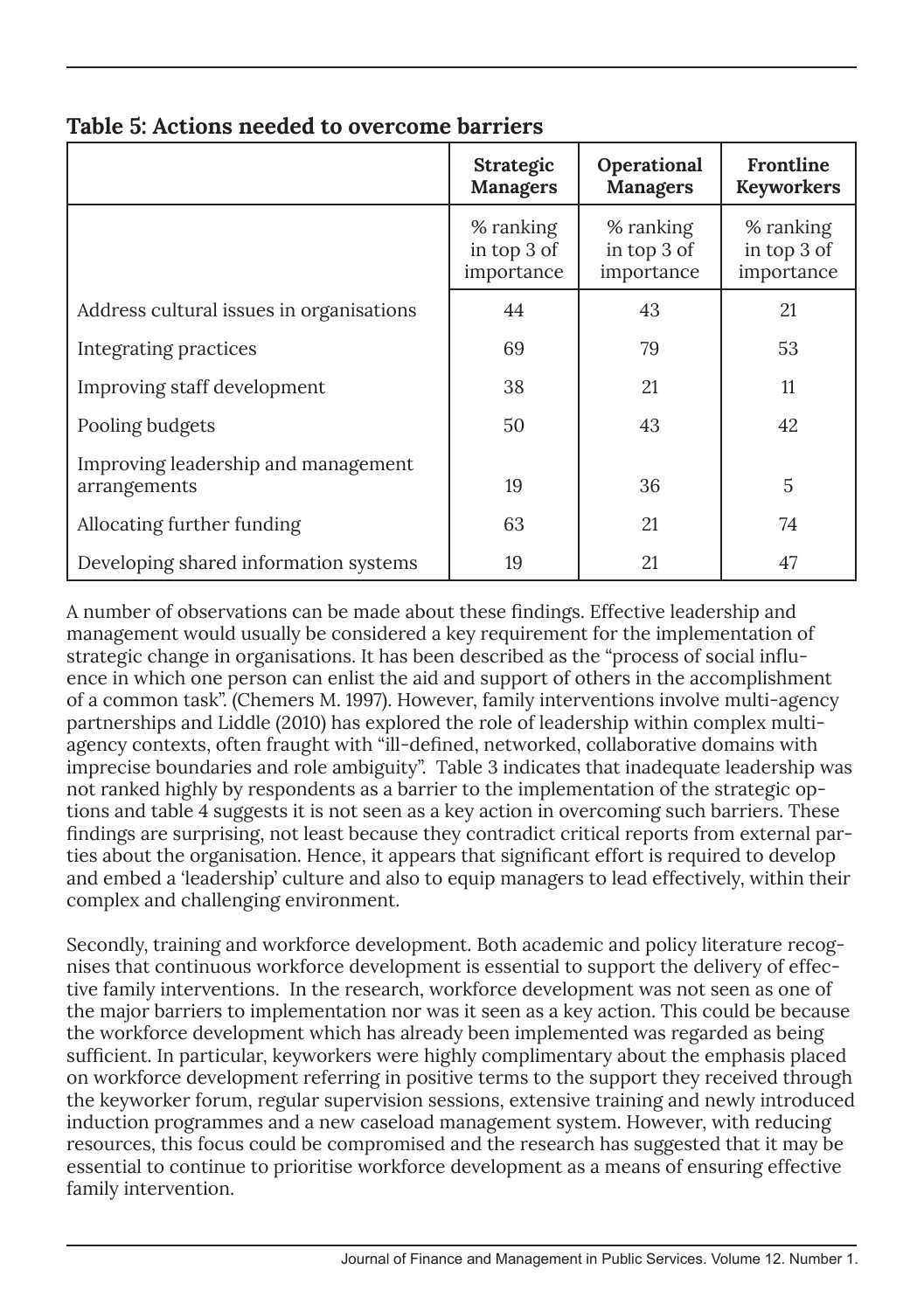**Table 5: Actions needed to overcome barriers**

| | Strategic Managers | Operational Managers | Frontline Keyworkers |
|---|---|---|---|
| | % ranking in top 3 of importance | % ranking in top 3 of importance | % ranking in top 3 of importance |
| Address cultural issues in organisations | 44 | 43 | 21 |
| Integrating practices | 69 | 79 | 53 |
| Improving staff development | 38 | 21 | 11 |
| Pooling budgets | 50 | 43 | 42 |
| Improving leadership and management arrangements | 19 | 36 | 5 |
| Allocating further funding | 63 | 21 | 74 |
| Developing shared information systems | 19 | 21 | 47 |

A number of observations can be made about these findings. Effective leadership and management would usually be considered a key requirement for the implementation of strategic change in organisations. It has been described as the "process of social influence in which one person can enlist the aid and support of others in the accomplishment of a common task". (Chemers M. 1997). However, family interventions involve multi-agency partnerships and Liddle (2010) has explored the role of leadership within complex multi-agency contexts, often fraught with "ill-defined, networked, collaborative domains with imprecise boundaries and role ambiguity". Table 3 indicates that inadequate leadership was not ranked highly by respondents as a barrier to the implementation of the strategic options and table 4 suggests it is not seen as a key action in overcoming such barriers. These findings are surprising, not least because they contradict critical reports from external parties about the organisation. Hence, it appears that significant effort is required to develop and embed a 'leadership' culture and also to equip managers to lead effectively, within their complex and challenging environment.

Secondly, training and workforce development. Both academic and policy literature recognises that continuous workforce development is essential to support the delivery of effective family interventions. In the research, workforce development was not seen as one of the major barriers to implementation nor was it seen as a key action. This could be because the workforce development which has already been implemented was regarded as being sufficient. In particular, keyworkers were highly complimentary about the emphasis placed on workforce development referring in positive terms to the support they received through the keyworker forum, regular supervision sessions, extensive training and newly introduced induction programmes and a new caseload management system. However, with reducing resources, this focus could be compromised and the research has suggested that it may be essential to continue to prioritise workforce development as a means of ensuring effective family intervention.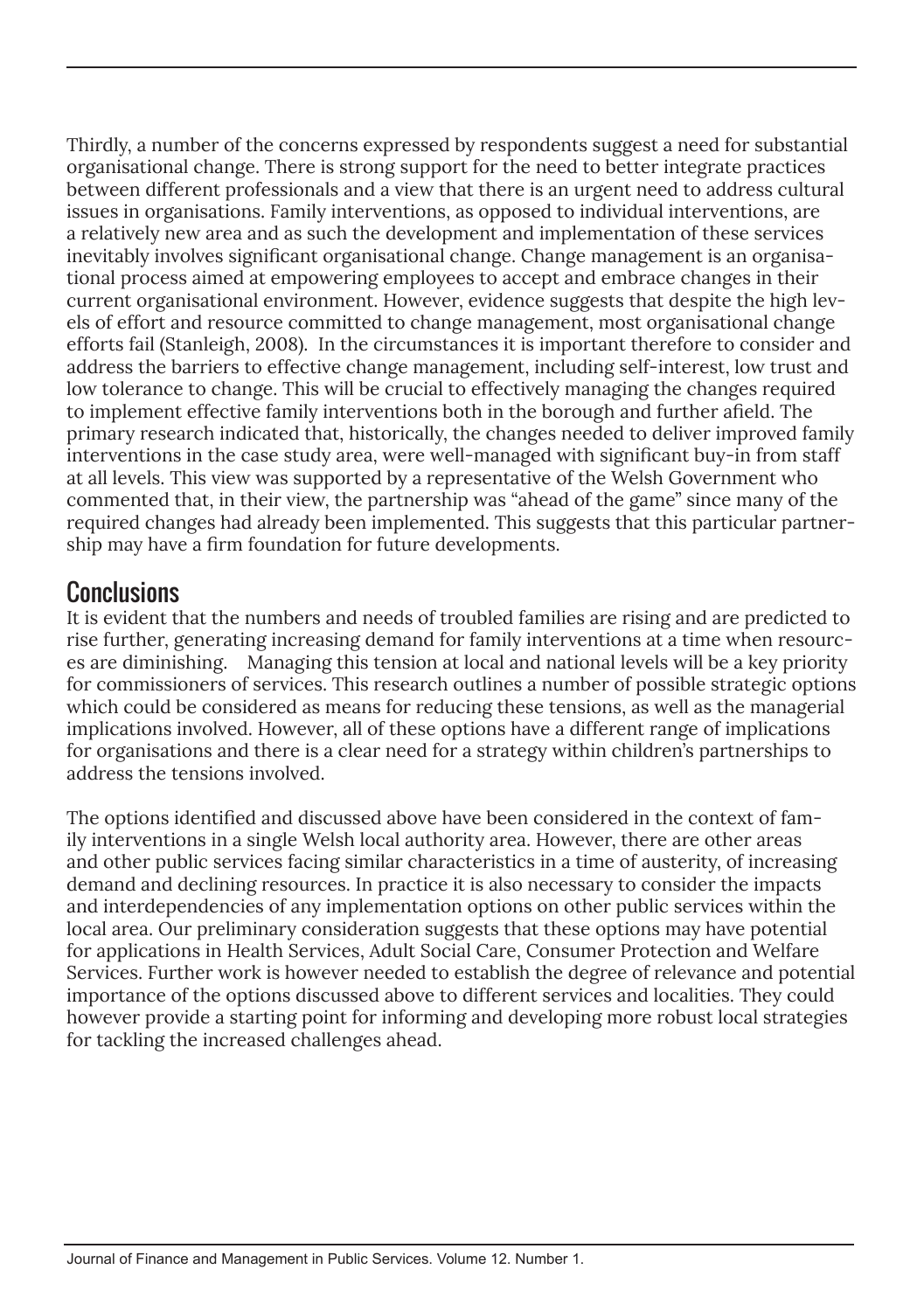Thirdly, a number of the concerns expressed by respondents suggest a need for substantial organisational change. There is strong support for the need to better integrate practices between different professionals and a view that there is an urgent need to address cultural issues in organisations. Family interventions, as opposed to individual interventions, are a relatively new area and as such the development and implementation of these services inevitably involves significant organisational change. Change management is an organisational process aimed at empowering employees to accept and embrace changes in their current organisational environment. However, evidence suggests that despite the high levels of effort and resource committed to change management, most organisational change efforts fail (Stanleigh, 2008). In the circumstances it is important therefore to consider and address the barriers to effective change management, including self-interest, low trust and low tolerance to change. This will be crucial to effectively managing the changes required to implement effective family interventions both in the borough and further afield. The primary research indicated that, historically, the changes needed to deliver improved family interventions in the case study area, were well-managed with significant buy-in from staff at all levels. This view was supported by a representative of the Welsh Government who commented that, in their view, the partnership was "ahead of the game" since many of the required changes had already been implemented. This suggests that this particular partnership may have a firm foundation for future developments.

## Conclusions

It is evident that the numbers and needs of troubled families are rising and are predicted to rise further, generating increasing demand for family interventions at a time when resources are diminishing. Managing this tension at local and national levels will be a key priority for commissioners of services. This research outlines a number of possible strategic options which could be considered as means for reducing these tensions, as well as the managerial implications involved. However, all of these options have a different range of implications for organisations and there is a clear need for a strategy within children's partnerships to address the tensions involved.

The options identified and discussed above have been considered in the context of family interventions in a single Welsh local authority area. However, there are other areas and other public services facing similar characteristics in a time of austerity, of increasing demand and declining resources. In practice it is also necessary to consider the impacts and interdependencies of any implementation options on other public services within the local area. Our preliminary consideration suggests that these options may have potential for applications in Health Services, Adult Social Care, Consumer Protection and Welfare Services. Further work is however needed to establish the degree of relevance and potential importance of the options discussed above to different services and localities. They could however provide a starting point for informing and developing more robust local strategies for tackling the increased challenges ahead.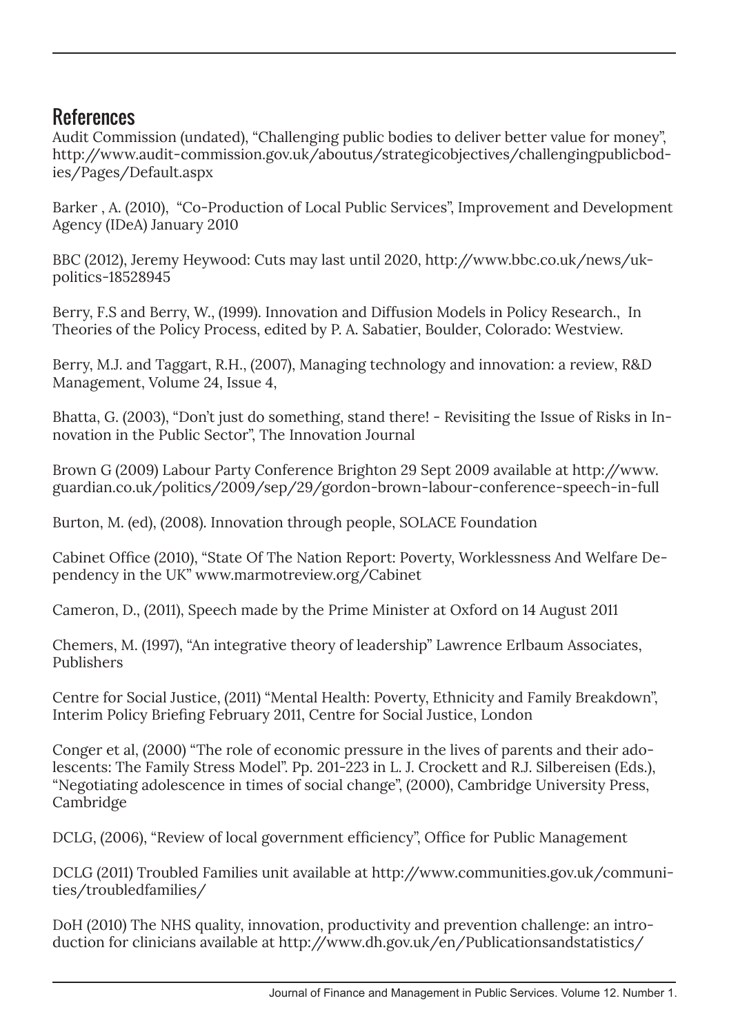## References

Audit Commission (undated), “Challenging public bodies to deliver better value for money”, http://www.audit-commission.gov.uk/aboutus/strategicobjectives/challengingpublicbodies/Pages/Default.aspx

Barker , A. (2010), “Co-Production of Local Public Services”, Improvement and Development Agency (IDeA) January 2010

BBC (2012), Jeremy Heywood: Cuts may last until 2020, http://www.bbc.co.uk/news/uk-politics-18528945

Berry, F.S and Berry, W., (1999). Innovation and Diffusion Models in Policy Research., In Theories of the Policy Process, edited by P. A. Sabatier, Boulder, Colorado: Westview.

Berry, M.J. and Taggart, R.H., (2007), Managing technology and innovation: a review, R&D Management, Volume 24, Issue 4,

Bhatta, G. (2003), “Don’t just do something, stand there! - Revisiting the Issue of Risks in Innovation in the Public Sector”, The Innovation Journal

Brown G (2009) Labour Party Conference Brighton 29 Sept 2009 available at http://www.guardian.co.uk/politics/2009/sep/29/gordon-brown-labour-conference-speech-in-full

Burton, M. (ed), (2008). Innovation through people, SOLACE Foundation

Cabinet Office (2010), “State Of The Nation Report: Poverty, Worklessness And Welfare Dependency in the UK” www.marmotreview.org/Cabinet

Cameron, D., (2011), Speech made by the Prime Minister at Oxford on 14 August 2011

Chemers, M. (1997), “An integrative theory of leadership” Lawrence Erlbaum Associates, Publishers

Centre for Social Justice, (2011) “Mental Health: Poverty, Ethnicity and Family Breakdown”, Interim Policy Briefing February 2011, Centre for Social Justice, London

Conger et al, (2000) “The role of economic pressure in the lives of parents and their adolescents: The Family Stress Model”. Pp. 201-223 in L. J. Crockett and R.J. Silbereisen (Eds.), “Negotiating adolescence in times of social change”, (2000), Cambridge University Press, Cambridge

DCLG, (2006), “Review of local government efficiency”, Office for Public Management

DCLG (2011) Troubled Families unit available at http://www.communities.gov.uk/communities/troubledfamilies/

DoH (2010) The NHS quality, innovation, productivity and prevention challenge: an introduction for clinicians available at http://www.dh.gov.uk/en/Publicationsandstatistics/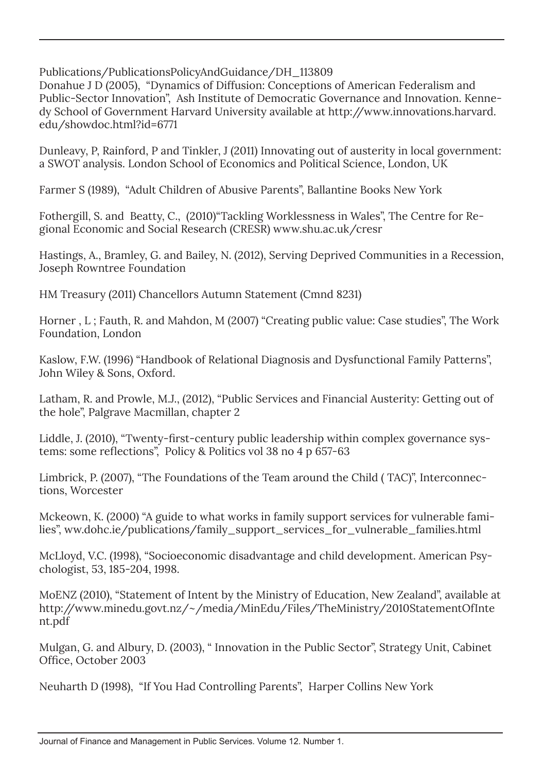Publications/PublicationsPolicyAndGuidance/DH_113809
Donahue J D (2005), "Dynamics of Diffusion: Conceptions of American Federalism and Public-Sector Innovation", Ash Institute of Democratic Governance and Innovation. Kennedy School of Government Harvard University available at http://www.innovations.harvard.edu/showdoc.html?id=6771

Dunleavy, P, Rainford, P and Tinkler, J (2011) Innovating out of austerity in local government: a SWOT analysis. London School of Economics and Political Science, London, UK

Farmer S (1989), "Adult Children of Abusive Parents", Ballantine Books New York

Fothergill, S. and Beatty, C., (2010)"Tackling Worklessness in Wales", The Centre for Regional Economic and Social Research (CRESR) www.shu.ac.uk/cresr

Hastings, A., Bramley, G. and Bailey, N. (2012), Serving Deprived Communities in a Recession, Joseph Rowntree Foundation

HM Treasury (2011) Chancellors Autumn Statement (Cmnd 8231)

Horner , L ; Fauth, R. and Mahdon, M (2007) "Creating public value: Case studies", The Work Foundation, London

Kaslow, F.W. (1996) "Handbook of Relational Diagnosis and Dysfunctional Family Patterns", John Wiley & Sons, Oxford.

Latham, R. and Prowle, M.J., (2012), "Public Services and Financial Austerity: Getting out of the hole", Palgrave Macmillan, chapter 2

Liddle, J. (2010), "Twenty-first-century public leadership within complex governance systems: some reflections", Policy & Politics vol 38 no 4 p 657-63

Limbrick, P. (2007), "The Foundations of the Team around the Child ( TAC)", Interconnections, Worcester

Mckeown, K. (2000) "A guide to what works in family support services for vulnerable families", ww.dohc.ie/publications/family_support_services_for_vulnerable_families.html

McLloyd, V.C. (1998), "Socioeconomic disadvantage and child development. American Psychologist, 53, 185-204, 1998.

MoENZ (2010), "Statement of Intent by the Ministry of Education, New Zealand", available at http://www.minedu.govt.nz/~/media/MinEdu/Files/TheMinistry/2010StatementOfIntent.pdf

Mulgan, G. and Albury, D. (2003), " Innovation in the Public Sector", Strategy Unit, Cabinet Office, October 2003

Neuharth D (1998), "If You Had Controlling Parents", Harper Collins New York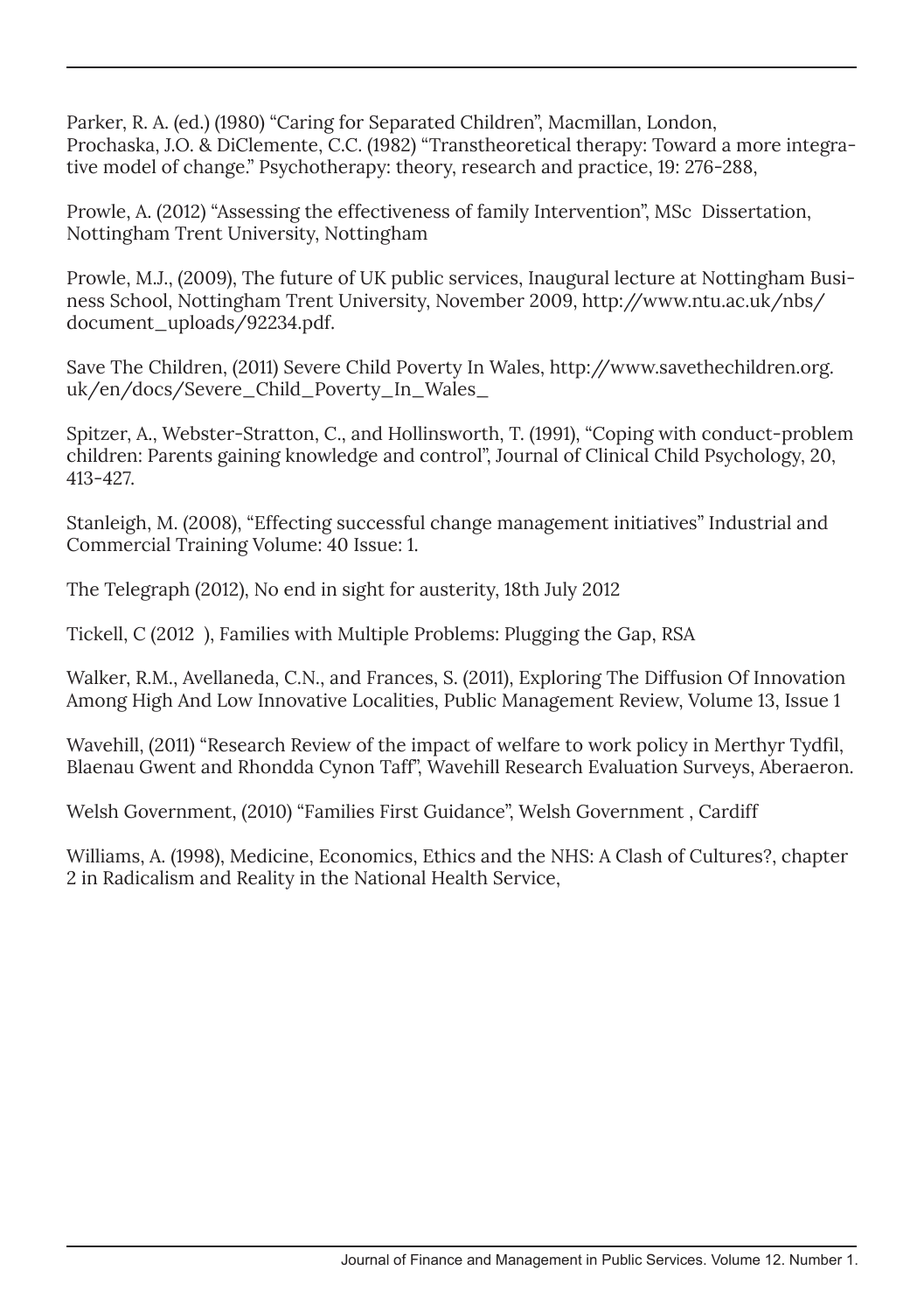Parker, R. A. (ed.) (1980) “Caring for Separated Children”, Macmillan, London,
Prochaska, J.O. & DiClemente, C.C. (1982) “Transtheoretical therapy: Toward a more integrative model of change.” Psychotherapy: theory, research and practice, 19: 276-288,

Prowle, A. (2012) “Assessing the effectiveness of family Intervention”, MSc Dissertation, Nottingham Trent University, Nottingham

Prowle, M.J., (2009), The future of UK public services, Inaugural lecture at Nottingham Business School, Nottingham Trent University, November 2009, http://www.ntu.ac.uk/nbs/document_uploads/92234.pdf.

Save The Children, (2011) Severe Child Poverty In Wales, http://www.savethechildren.org.uk/en/docs/Severe_Child_Poverty_In_Wales_

Spitzer, A., Webster-Stratton, C., and Hollinsworth, T. (1991), “Coping with conduct-problem children: Parents gaining knowledge and control”, Journal of Clinical Child Psychology, 20, 413-427.

Stanleigh, M. (2008), “Effecting successful change management initiatives” Industrial and Commercial Training Volume: 40 Issue: 1.

The Telegraph (2012), No end in sight for austerity, 18th July 2012

Tickell, C (2012 ), Families with Multiple Problems: Plugging the Gap, RSA

Walker, R.M., Avellaneda, C.N., and Frances, S. (2011), Exploring The Diffusion Of Innovation Among High And Low Innovative Localities, Public Management Review, Volume 13, Issue 1

Wavehill, (2011) “Research Review of the impact of welfare to work policy in Merthyr Tydfil, Blaenau Gwent and Rhondda Cynon Taff”, Wavehill Research Evaluation Surveys, Aberaeron.

Welsh Government, (2010) “Families First Guidance”, Welsh Government , Cardiff

Williams, A. (1998), Medicine, Economics, Ethics and the NHS: A Clash of Cultures?, chapter 2 in Radicalism and Reality in the National Health Service,